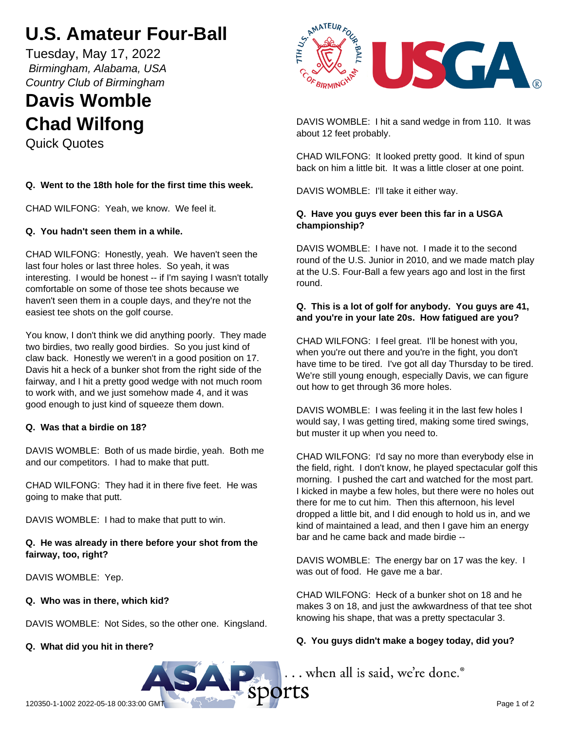# U.S. Amateur Four-Ball

Tuesday, May 17, 2022

*Birmingham, Alabama, USA*

*Country Club of Birmingham*

## Davis Womble
## Chad Wilfong

Quick Quotes

**Q. Went to the 18th hole for the first time this week.**

CHAD WILFONG: Yeah, we know. We feel it.

**Q. You hadn't seen them in a while.**

CHAD WILFONG: Honestly, yeah. We haven't seen the last four holes or last three holes. So yeah, it was interesting. I would be honest -- if I'm saying I wasn't totally comfortable on some of those tee shots because we haven't seen them in a couple days, and they're not the easiest tee shots on the golf course.

You know, I don't think we did anything poorly. They made two birdies, two really good birdies. So you just kind of claw back. Honestly we weren't in a good position on 17. Davis hit a heck of a bunker shot from the right side of the fairway, and I hit a pretty good wedge with not much room to work with, and we just somehow made 4, and it was good enough to just kind of squeeze them down.

**Q. Was that a birdie on 18?**

DAVIS WOMBLE: Both of us made birdie, yeah. Both me and our competitors. I had to make that putt.

CHAD WILFONG: They had it in there five feet. He was going to make that putt.

DAVIS WOMBLE: I had to make that putt to win.

**Q. He was already in there before your shot from the fairway, too, right?**

DAVIS WOMBLE: Yep.

**Q. Who was in there, which kid?**

DAVIS WOMBLE: Not Sides, so the other one. Kingsland.

**Q. What did you hit in there?**

DAVIS WOMBLE: I hit a sand wedge in from 110. It was about 12 feet probably.

CHAD WILFONG: It looked pretty good. It kind of spun back on him a little bit. It was a little closer at one point.

DAVIS WOMBLE: I'll take it either way.

**Q. Have you guys ever been this far in a USGA championship?**

DAVIS WOMBLE: I have not. I made it to the second round of the U.S. Junior in 2010, and we made match play at the U.S. Four-Ball a few years ago and lost in the first round.

**Q. This is a lot of golf for anybody. You guys are 41, and you're in your late 20s. How fatigued are you?**

CHAD WILFONG: I feel great. I'll be honest with you, when you're out there and you're in the fight, you don't have time to be tired. I've got all day Thursday to be tired. We're still young enough, especially Davis, we can figure out how to get through 36 more holes.

DAVIS WOMBLE: I was feeling it in the last few holes I would say, I was getting tired, making some tired swings, but muster it up when you need to.

CHAD WILFONG: I'd say no more than everybody else in the field, right. I don't know, he played spectacular golf this morning. I pushed the cart and watched for the most part. I kicked in maybe a few holes, but there were no holes out there for me to cut him. Then this afternoon, his level dropped a little bit, and I did enough to hold us in, and we kind of maintained a lead, and then I gave him an energy bar and he came back and made birdie --

DAVIS WOMBLE: The energy bar on 17 was the key. I was out of food. He gave me a bar.

CHAD WILFONG: Heck of a bunker shot on 18 and he makes 3 on 18, and just the awkwardness of that tee shot knowing his shape, that was a pretty spectacular 3.

**Q. You guys didn't make a bogey today, did you?**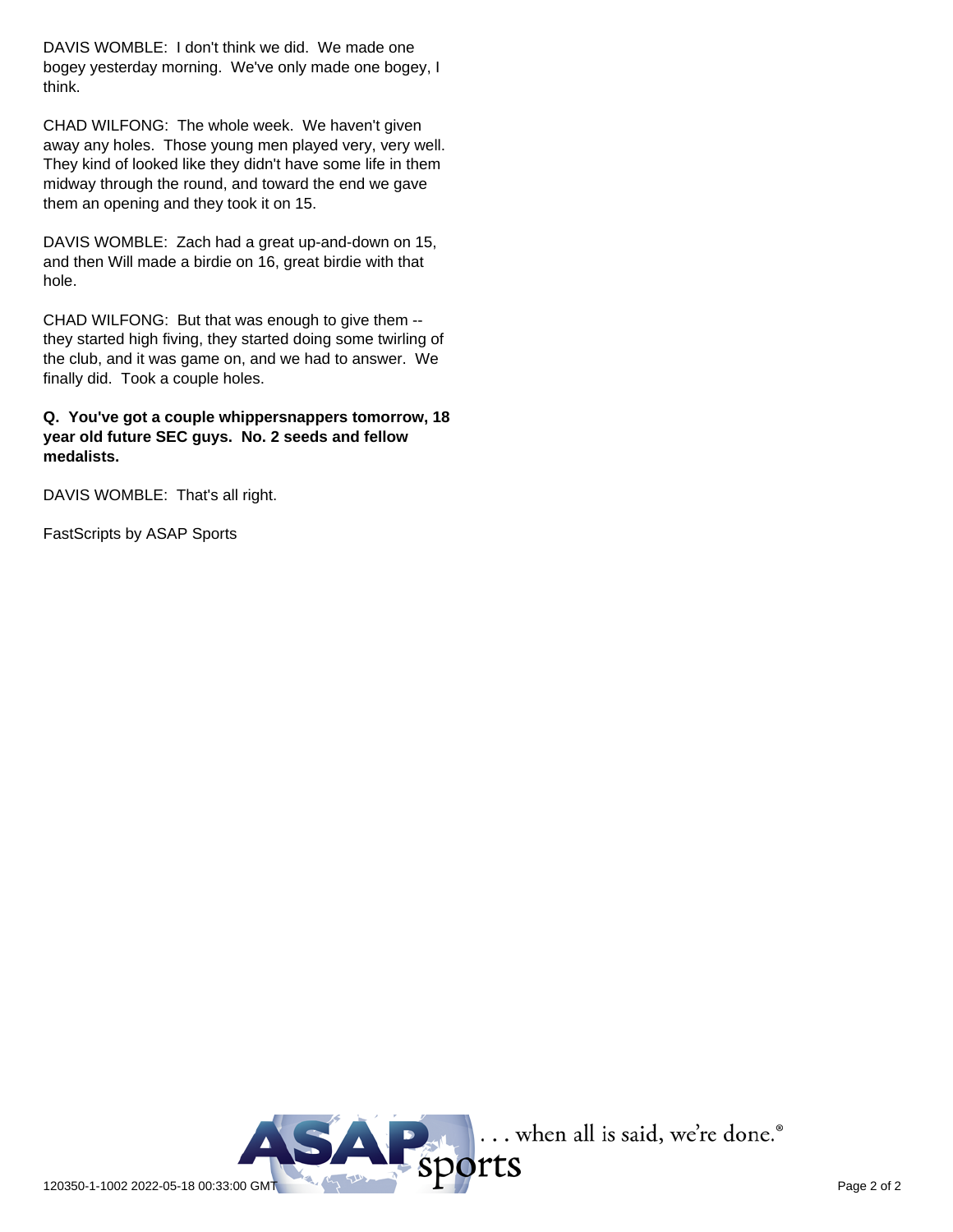DAVIS WOMBLE: I don't think we did. We made one bogey yesterday morning. We've only made one bogey, I think.

CHAD WILFONG: The whole week. We haven't given away any holes. Those young men played very, very well. They kind of looked like they didn't have some life in them midway through the round, and toward the end we gave them an opening and they took it on 15.

DAVIS WOMBLE: Zach had a great up-and-down on 15, and then Will made a birdie on 16, great birdie with that hole.

CHAD WILFONG: But that was enough to give them -- they started high fiving, they started doing some twirling of the club, and it was game on, and we had to answer. We finally did. Took a couple holes.

**Q. You've got a couple whippersnappers tomorrow, 18 year old future SEC guys. No. 2 seeds and fellow medalists.**

DAVIS WOMBLE: That's all right.

FastScripts by ASAP Sports